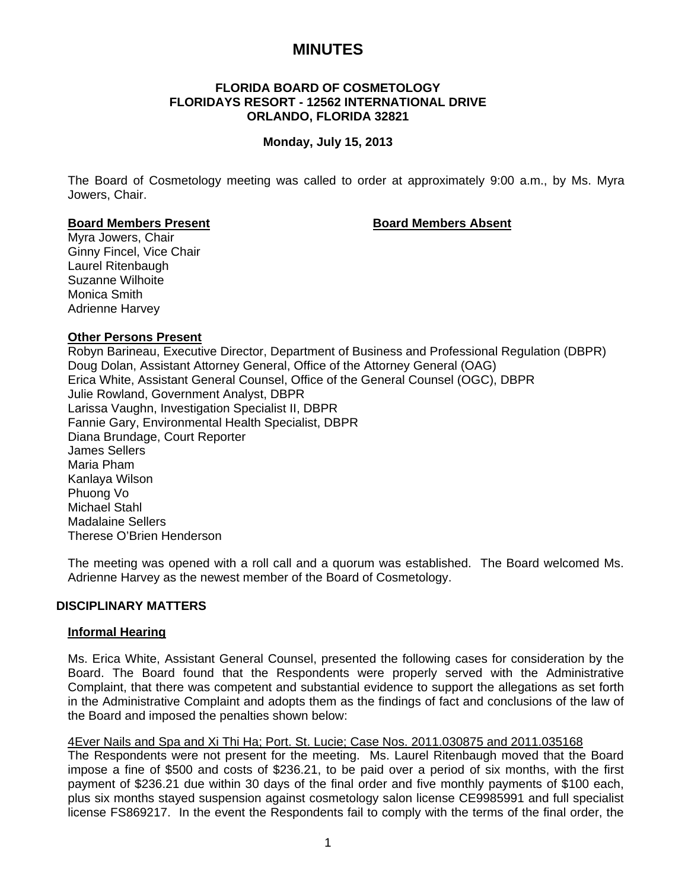# MINUTES

**FLORIDA BOARD OF COSMETOLOGY**
**FLORIDAYS RESORT - 12562 INTERNATIONAL DRIVE**
**ORLANDO, FLORIDA 32821**

**Monday, July 15, 2013**

The Board of Cosmetology meeting was called to order at approximately 9:00 a.m., by Ms. Myra Jowers, Chair.

**Board Members Present**

Myra Jowers, Chair
Ginny Fincel, Vice Chair
Laurel Ritenbaugh
Suzanne Wilhoite
Monica Smith
Adrienne Harvey

**Board Members Absent**

**Other Persons Present**

Robyn Barineau, Executive Director, Department of Business and Professional Regulation (DBPR)
Doug Dolan, Assistant Attorney General, Office of the Attorney General (OAG)
Erica White, Assistant General Counsel, Office of the General Counsel (OGC), DBPR
Julie Rowland, Government Analyst, DBPR
Larissa Vaughn, Investigation Specialist II, DBPR
Fannie Gary, Environmental Health Specialist, DBPR
Diana Brundage, Court Reporter
James Sellers
Maria Pham
Kanlaya Wilson
Phuong Vo
Michael Stahl
Madalaine Sellers
Therese O'Brien Henderson

The meeting was opened with a roll call and a quorum was established. The Board welcomed Ms. Adrienne Harvey as the newest member of the Board of Cosmetology.

## DISCIPLINARY MATTERS

### Informal Hearing

Ms. Erica White, Assistant General Counsel, presented the following cases for consideration by the Board. The Board found that the Respondents were properly served with the Administrative Complaint, that there was competent and substantial evidence to support the allegations as set forth in the Administrative Complaint and adopts them as the findings of fact and conclusions of the law of the Board and imposed the penalties shown below:

4Ever Nails and Spa and Xi Thi Ha; Port. St. Lucie; Case Nos. 2011.030875 and 2011.035168

The Respondents were not present for the meeting. Ms. Laurel Ritenbaugh moved that the Board impose a fine of $500 and costs of $236.21, to be paid over a period of six months, with the first payment of $236.21 due within 30 days of the final order and five monthly payments of $100 each, plus six months stayed suspension against cosmetology salon license CE9985991 and full specialist license FS869217. In the event the Respondents fail to comply with the terms of the final order, the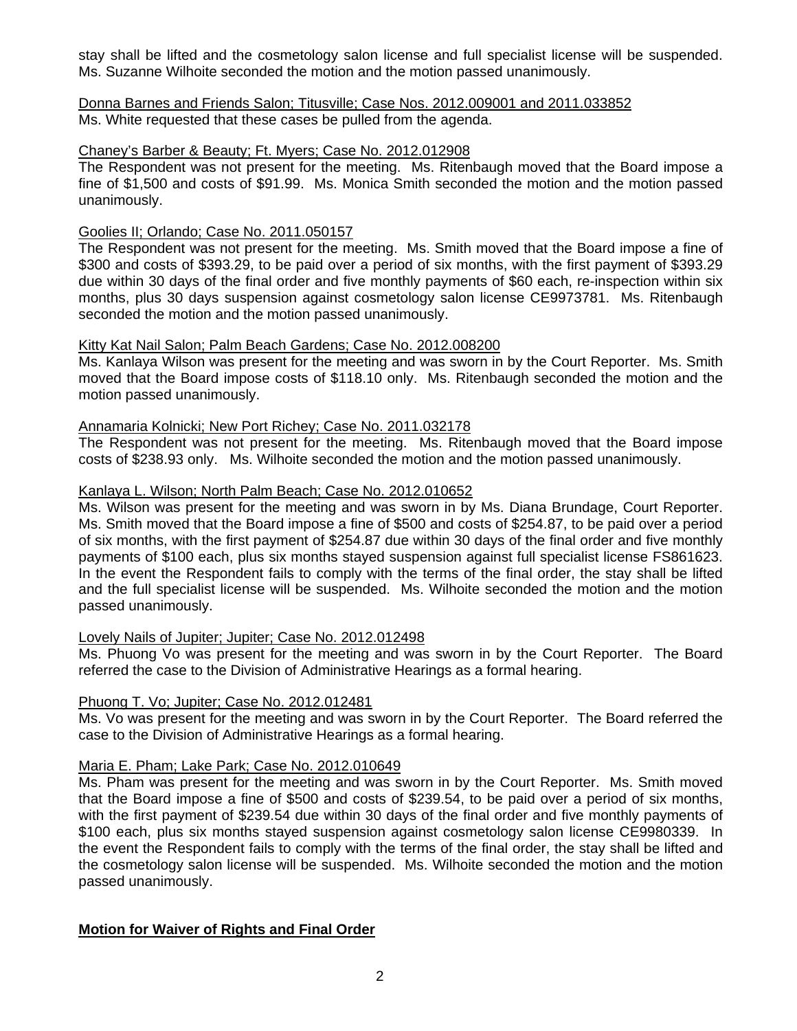stay shall be lifted and the cosmetology salon license and full specialist license will be suspended. Ms. Suzanne Wilhoite seconded the motion and the motion passed unanimously.

Donna Barnes and Friends Salon; Titusville; Case Nos. 2012.009001 and 2011.033852
Ms. White requested that these cases be pulled from the agenda.

Chaney's Barber & Beauty; Ft. Myers; Case No. 2012.012908
The Respondent was not present for the meeting. Ms. Ritenbaugh moved that the Board impose a fine of $1,500 and costs of $91.99. Ms. Monica Smith seconded the motion and the motion passed unanimously.

Goolies II; Orlando; Case No. 2011.050157
The Respondent was not present for the meeting. Ms. Smith moved that the Board impose a fine of $300 and costs of $393.29, to be paid over a period of six months, with the first payment of $393.29 due within 30 days of the final order and five monthly payments of $60 each, re-inspection within six months, plus 30 days suspension against cosmetology salon license CE9973781. Ms. Ritenbaugh seconded the motion and the motion passed unanimously.

Kitty Kat Nail Salon; Palm Beach Gardens; Case No. 2012.008200
Ms. Kanlaya Wilson was present for the meeting and was sworn in by the Court Reporter. Ms. Smith moved that the Board impose costs of $118.10 only. Ms. Ritenbaugh seconded the motion and the motion passed unanimously.

Annamaria Kolnicki; New Port Richey; Case No. 2011.032178
The Respondent was not present for the meeting. Ms. Ritenbaugh moved that the Board impose costs of $238.93 only. Ms. Wilhoite seconded the motion and the motion passed unanimously.

Kanlaya L. Wilson; North Palm Beach; Case No. 2012.010652
Ms. Wilson was present for the meeting and was sworn in by Ms. Diana Brundage, Court Reporter. Ms. Smith moved that the Board impose a fine of $500 and costs of $254.87, to be paid over a period of six months, with the first payment of $254.87 due within 30 days of the final order and five monthly payments of $100 each, plus six months stayed suspension against full specialist license FS861623. In the event the Respondent fails to comply with the terms of the final order, the stay shall be lifted and the full specialist license will be suspended. Ms. Wilhoite seconded the motion and the motion passed unanimously.

Lovely Nails of Jupiter; Jupiter; Case No. 2012.012498
Ms. Phuong Vo was present for the meeting and was sworn in by the Court Reporter. The Board referred the case to the Division of Administrative Hearings as a formal hearing.

Phuong T. Vo; Jupiter; Case No. 2012.012481
Ms. Vo was present for the meeting and was sworn in by the Court Reporter. The Board referred the case to the Division of Administrative Hearings as a formal hearing.

Maria E. Pham; Lake Park; Case No. 2012.010649
Ms. Pham was present for the meeting and was sworn in by the Court Reporter. Ms. Smith moved that the Board impose a fine of $500 and costs of $239.54, to be paid over a period of six months, with the first payment of $239.54 due within 30 days of the final order and five monthly payments of $100 each, plus six months stayed suspension against cosmetology salon license CE9980339. In the event the Respondent fails to comply with the terms of the final order, the stay shall be lifted and the cosmetology salon license will be suspended. Ms. Wilhoite seconded the motion and the motion passed unanimously.

**Motion for Waiver of Rights and Final Order**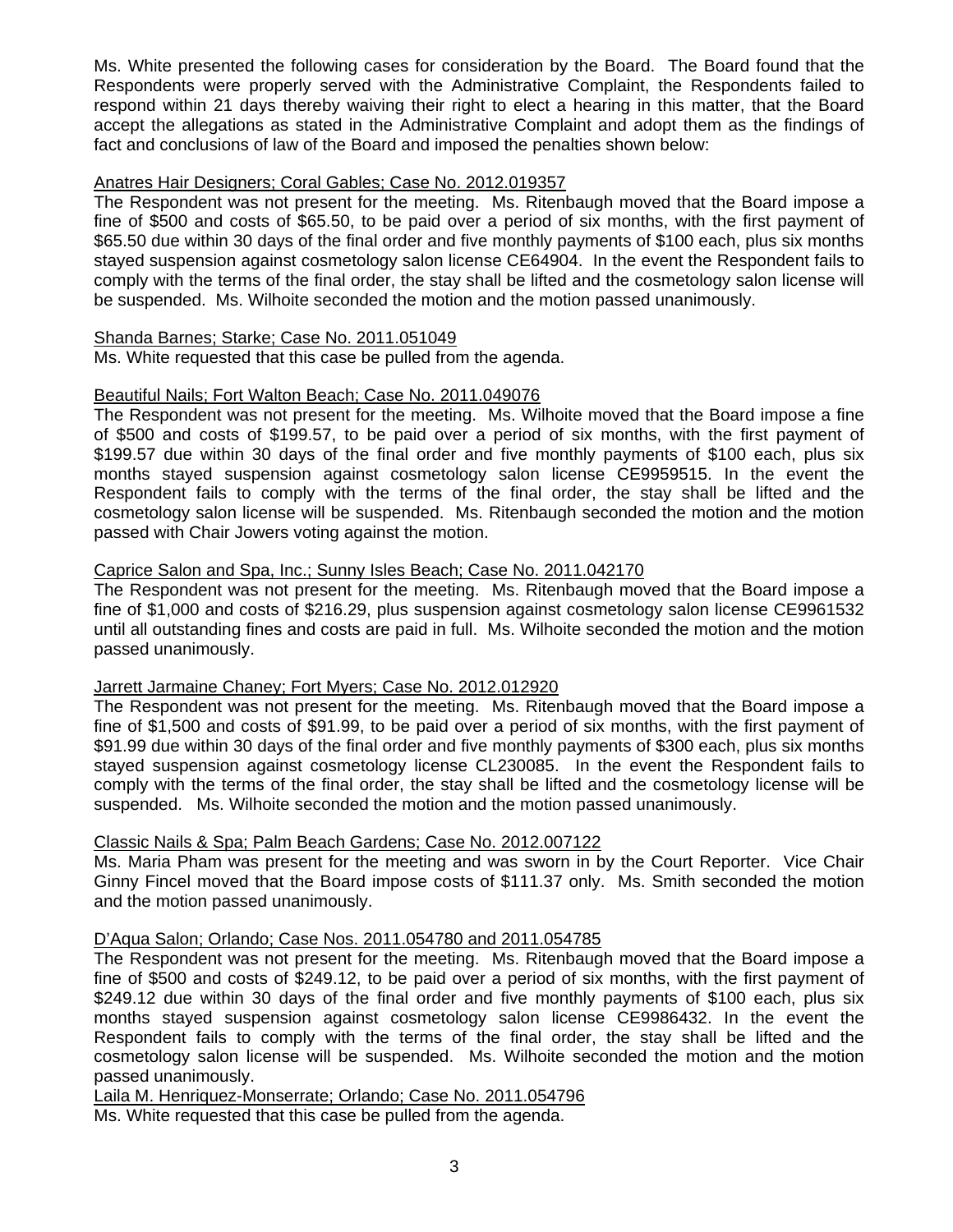Ms. White presented the following cases for consideration by the Board. The Board found that the Respondents were properly served with the Administrative Complaint, the Respondents failed to respond within 21 days thereby waiving their right to elect a hearing in this matter, that the Board accept the allegations as stated in the Administrative Complaint and adopt them as the findings of fact and conclusions of law of the Board and imposed the penalties shown below:

Anatres Hair Designers; Coral Gables; Case No. 2012.019357

The Respondent was not present for the meeting. Ms. Ritenbaugh moved that the Board impose a fine of $500 and costs of $65.50, to be paid over a period of six months, with the first payment of $65.50 due within 30 days of the final order and five monthly payments of $100 each, plus six months stayed suspension against cosmetology salon license CE64904. In the event the Respondent fails to comply with the terms of the final order, the stay shall be lifted and the cosmetology salon license will be suspended. Ms. Wilhoite seconded the motion and the motion passed unanimously.

Shanda Barnes; Starke; Case No. 2011.051049

Ms. White requested that this case be pulled from the agenda.

Beautiful Nails; Fort Walton Beach; Case No. 2011.049076

The Respondent was not present for the meeting. Ms. Wilhoite moved that the Board impose a fine of $500 and costs of $199.57, to be paid over a period of six months, with the first payment of $199.57 due within 30 days of the final order and five monthly payments of $100 each, plus six months stayed suspension against cosmetology salon license CE9959515. In the event the Respondent fails to comply with the terms of the final order, the stay shall be lifted and the cosmetology salon license will be suspended. Ms. Ritenbaugh seconded the motion and the motion passed with Chair Jowers voting against the motion.

Caprice Salon and Spa, Inc.; Sunny Isles Beach; Case No. 2011.042170

The Respondent was not present for the meeting. Ms. Ritenbaugh moved that the Board impose a fine of $1,000 and costs of $216.29, plus suspension against cosmetology salon license CE9961532 until all outstanding fines and costs are paid in full. Ms. Wilhoite seconded the motion and the motion passed unanimously.

Jarrett Jarmaine Chaney; Fort Myers; Case No. 2012.012920

The Respondent was not present for the meeting. Ms. Ritenbaugh moved that the Board impose a fine of $1,500 and costs of $91.99, to be paid over a period of six months, with the first payment of $91.99 due within 30 days of the final order and five monthly payments of $300 each, plus six months stayed suspension against cosmetology license CL230085. In the event the Respondent fails to comply with the terms of the final order, the stay shall be lifted and the cosmetology license will be suspended. Ms. Wilhoite seconded the motion and the motion passed unanimously.

Classic Nails & Spa; Palm Beach Gardens; Case No. 2012.007122

Ms. Maria Pham was present for the meeting and was sworn in by the Court Reporter. Vice Chair Ginny Fincel moved that the Board impose costs of $111.37 only. Ms. Smith seconded the motion and the motion passed unanimously.

D'Aqua Salon; Orlando; Case Nos. 2011.054780 and 2011.054785

The Respondent was not present for the meeting. Ms. Ritenbaugh moved that the Board impose a fine of $500 and costs of $249.12, to be paid over a period of six months, with the first payment of $249.12 due within 30 days of the final order and five monthly payments of $100 each, plus six months stayed suspension against cosmetology salon license CE9986432. In the event the Respondent fails to comply with the terms of the final order, the stay shall be lifted and the cosmetology salon license will be suspended. Ms. Wilhoite seconded the motion and the motion passed unanimously.

Laila M. Henriquez-Monserrate; Orlando; Case No. 2011.054796

Ms. White requested that this case be pulled from the agenda.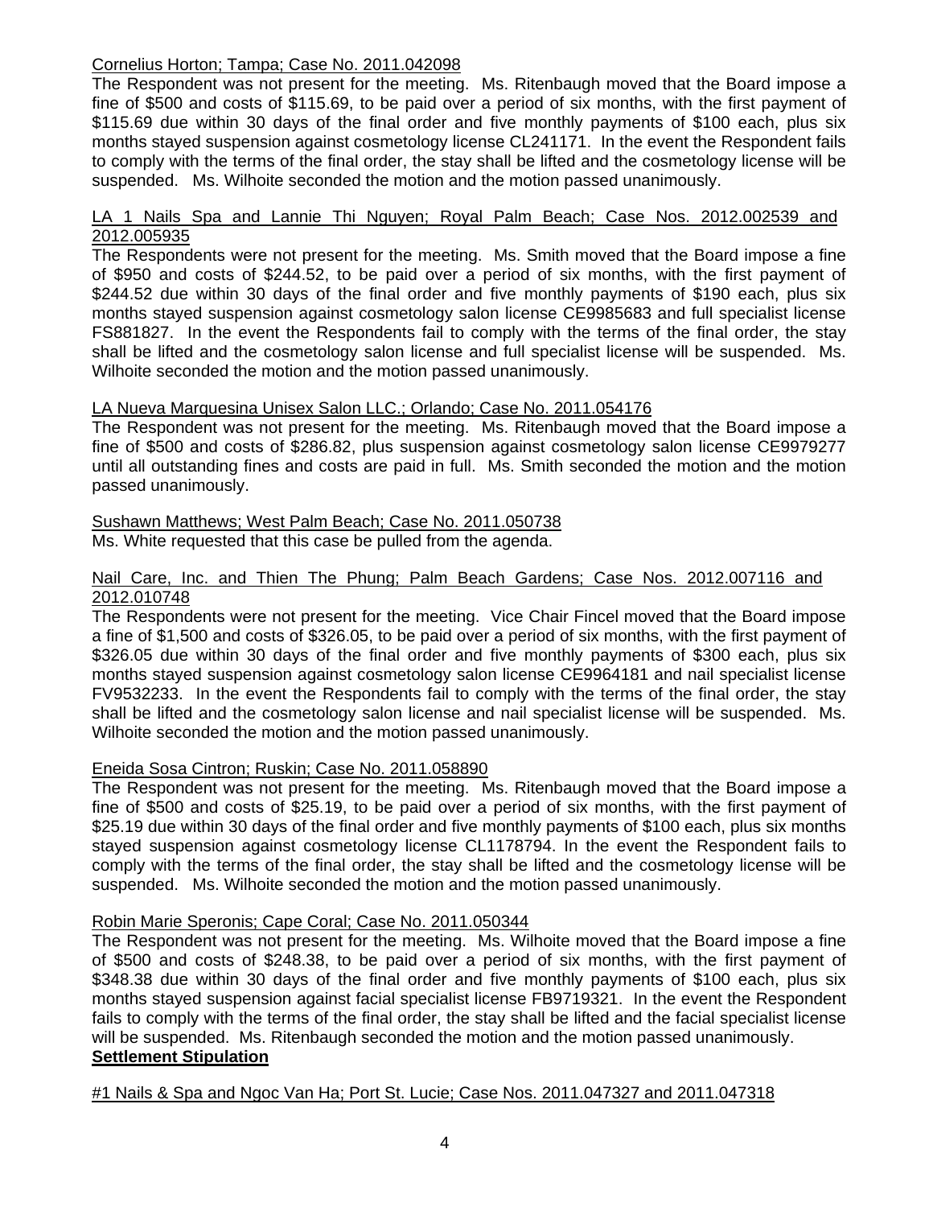<u>Cornelius Horton; Tampa; Case No. 2011.042098</u>
The Respondent was not present for the meeting. Ms. Ritenbaugh moved that the Board impose a fine of $500 and costs of $115.69, to be paid over a period of six months, with the first payment of $115.69 due within 30 days of the final order and five monthly payments of $100 each, plus six months stayed suspension against cosmetology license CL241171. In the event the Respondent fails to comply with the terms of the final order, the stay shall be lifted and the cosmetology license will be suspended. Ms. Wilhoite seconded the motion and the motion passed unanimously.

<u>LA 1 Nails Spa and Lannie Thi Nguyen; Royal Palm Beach; Case Nos. 2012.002539 and 2012.005935</u>
The Respondents were not present for the meeting. Ms. Smith moved that the Board impose a fine of $950 and costs of $244.52, to be paid over a period of six months, with the first payment of $244.52 due within 30 days of the final order and five monthly payments of $190 each, plus six months stayed suspension against cosmetology salon license CE9985683 and full specialist license FS881827. In the event the Respondents fail to comply with the terms of the final order, the stay shall be lifted and the cosmetology salon license and full specialist license will be suspended. Ms. Wilhoite seconded the motion and the motion passed unanimously.

<u>LA Nueva Marquesina Unisex Salon LLC.; Orlando; Case No. 2011.054176</u>
The Respondent was not present for the meeting. Ms. Ritenbaugh moved that the Board impose a fine of $500 and costs of $286.82, plus suspension against cosmetology salon license CE9979277 until all outstanding fines and costs are paid in full. Ms. Smith seconded the motion and the motion passed unanimously.

<u>Sushawn Matthews; West Palm Beach; Case No. 2011.050738</u>
Ms. White requested that this case be pulled from the agenda.

<u>Nail Care, Inc. and Thien The Phung; Palm Beach Gardens; Case Nos. 2012.007116 and 2012.010748</u>
The Respondents were not present for the meeting. Vice Chair Fincel moved that the Board impose a fine of $1,500 and costs of $326.05, to be paid over a period of six months, with the first payment of $326.05 due within 30 days of the final order and five monthly payments of $300 each, plus six months stayed suspension against cosmetology salon license CE9964181 and nail specialist license FV9532233. In the event the Respondents fail to comply with the terms of the final order, the stay shall be lifted and the cosmetology salon license and nail specialist license will be suspended. Ms. Wilhoite seconded the motion and the motion passed unanimously.

<u>Eneida Sosa Cintron; Ruskin; Case No. 2011.058890</u>
The Respondent was not present for the meeting. Ms. Ritenbaugh moved that the Board impose a fine of $500 and costs of $25.19, to be paid over a period of six months, with the first payment of $25.19 due within 30 days of the final order and five monthly payments of $100 each, plus six months stayed suspension against cosmetology license CL1178794. In the event the Respondent fails to comply with the terms of the final order, the stay shall be lifted and the cosmetology license will be suspended. Ms. Wilhoite seconded the motion and the motion passed unanimously.

<u>Robin Marie Speronis; Cape Coral; Case No. 2011.050344</u>
The Respondent was not present for the meeting. Ms. Wilhoite moved that the Board impose a fine of $500 and costs of $248.38, to be paid over a period of six months, with the first payment of $348.38 due within 30 days of the final order and five monthly payments of $100 each, plus six months stayed suspension against facial specialist license FB9719321. In the event the Respondent fails to comply with the terms of the final order, the stay shall be lifted and the facial specialist license will be suspended. Ms. Ritenbaugh seconded the motion and the motion passed unanimously.

**<u>Settlement Stipulation</u>**

<u>#1 Nails & Spa and Ngoc Van Ha; Port St. Lucie; Case Nos. 2011.047327 and 2011.047318</u>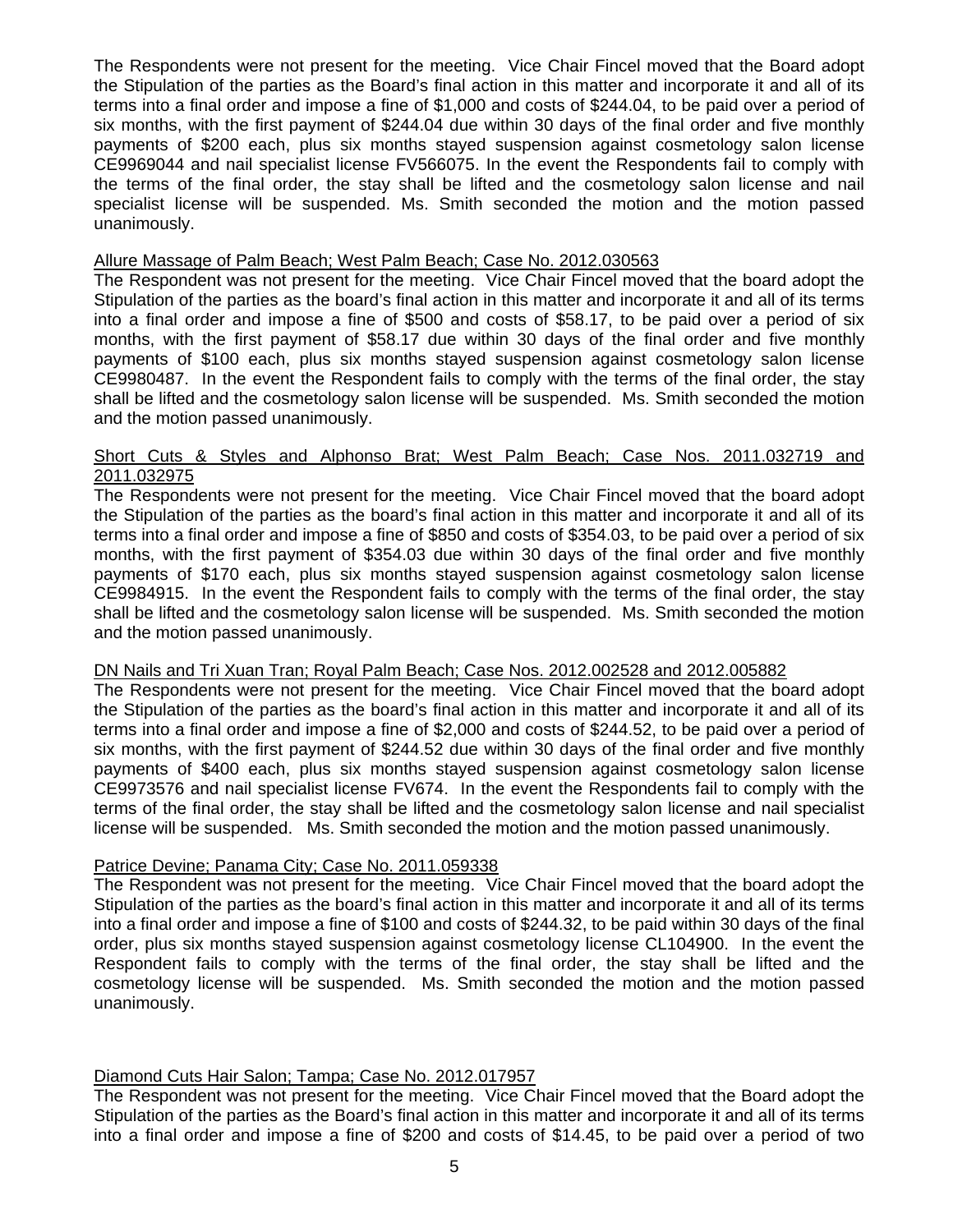The Respondents were not present for the meeting. Vice Chair Fincel moved that the Board adopt the Stipulation of the parties as the Board's final action in this matter and incorporate it and all of its terms into a final order and impose a fine of $1,000 and costs of $244.04, to be paid over a period of six months, with the first payment of $244.04 due within 30 days of the final order and five monthly payments of $200 each, plus six months stayed suspension against cosmetology salon license CE9969044 and nail specialist license FV566075. In the event the Respondents fail to comply with the terms of the final order, the stay shall be lifted and the cosmetology salon license and nail specialist license will be suspended. Ms. Smith seconded the motion and the motion passed unanimously.

<u>Allure Massage of Palm Beach; West Palm Beach; Case No. 2012.030563</u>

The Respondent was not present for the meeting. Vice Chair Fincel moved that the board adopt the Stipulation of the parties as the board's final action in this matter and incorporate it and all of its terms into a final order and impose a fine of $500 and costs of $58.17, to be paid over a period of six months, with the first payment of $58.17 due within 30 days of the final order and five monthly payments of $100 each, plus six months stayed suspension against cosmetology salon license CE9980487. In the event the Respondent fails to comply with the terms of the final order, the stay shall be lifted and the cosmetology salon license will be suspended. Ms. Smith seconded the motion and the motion passed unanimously.

<u>Short Cuts & Styles and Alphonso Brat; West Palm Beach; Case Nos. 2011.032719 and 2011.032975</u>

The Respondents were not present for the meeting. Vice Chair Fincel moved that the board adopt the Stipulation of the parties as the board's final action in this matter and incorporate it and all of its terms into a final order and impose a fine of $850 and costs of $354.03, to be paid over a period of six months, with the first payment of $354.03 due within 30 days of the final order and five monthly payments of $170 each, plus six months stayed suspension against cosmetology salon license CE9984915. In the event the Respondent fails to comply with the terms of the final order, the stay shall be lifted and the cosmetology salon license will be suspended. Ms. Smith seconded the motion and the motion passed unanimously.

<u>DN Nails and Tri Xuan Tran; Royal Palm Beach; Case Nos. 2012.002528 and 2012.005882</u>

The Respondents were not present for the meeting. Vice Chair Fincel moved that the board adopt the Stipulation of the parties as the board's final action in this matter and incorporate it and all of its terms into a final order and impose a fine of $2,000 and costs of $244.52, to be paid over a period of six months, with the first payment of $244.52 due within 30 days of the final order and five monthly payments of $400 each, plus six months stayed suspension against cosmetology salon license CE9973576 and nail specialist license FV674. In the event the Respondents fail to comply with the terms of the final order, the stay shall be lifted and the cosmetology salon license and nail specialist license will be suspended. Ms. Smith seconded the motion and the motion passed unanimously.

<u>Patrice Devine; Panama City; Case No. 2011.059338</u>

The Respondent was not present for the meeting. Vice Chair Fincel moved that the board adopt the Stipulation of the parties as the board's final action in this matter and incorporate it and all of its terms into a final order and impose a fine of $100 and costs of $244.32, to be paid within 30 days of the final order, plus six months stayed suspension against cosmetology license CL104900. In the event the Respondent fails to comply with the terms of the final order, the stay shall be lifted and the cosmetology license will be suspended. Ms. Smith seconded the motion and the motion passed unanimously.

<u>Diamond Cuts Hair Salon; Tampa; Case No. 2012.017957</u>

The Respondent was not present for the meeting. Vice Chair Fincel moved that the Board adopt the Stipulation of the parties as the Board's final action in this matter and incorporate it and all of its terms into a final order and impose a fine of $200 and costs of $14.45, to be paid over a period of two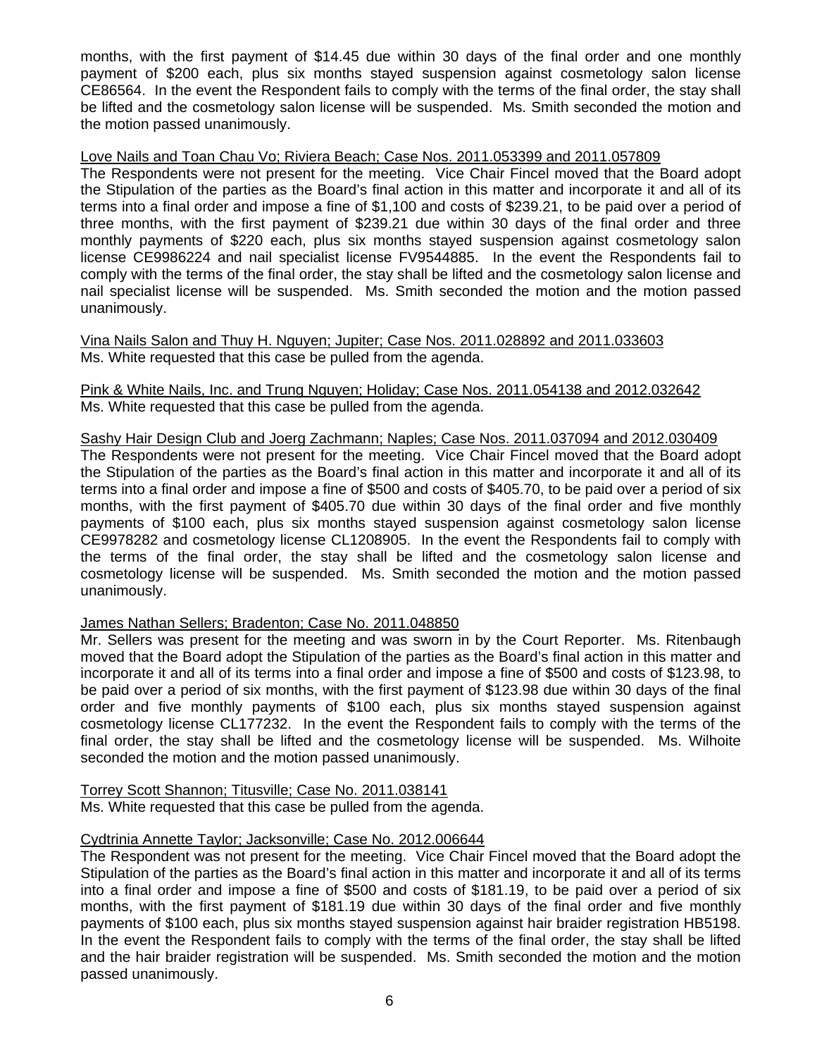months, with the first payment of $14.45 due within 30 days of the final order and one monthly payment of $200 each, plus six months stayed suspension against cosmetology salon license CE86564. In the event the Respondent fails to comply with the terms of the final order, the stay shall be lifted and the cosmetology salon license will be suspended. Ms. Smith seconded the motion and the motion passed unanimously.

<u>Love Nails and Toan Chau Vo; Riviera Beach; Case Nos. 2011.053399 and 2011.057809</u>
The Respondents were not present for the meeting. Vice Chair Fincel moved that the Board adopt the Stipulation of the parties as the Board's final action in this matter and incorporate it and all of its terms into a final order and impose a fine of $1,100 and costs of $239.21, to be paid over a period of three months, with the first payment of $239.21 due within 30 days of the final order and three monthly payments of $220 each, plus six months stayed suspension against cosmetology salon license CE9986224 and nail specialist license FV9544885. In the event the Respondents fail to comply with the terms of the final order, the stay shall be lifted and the cosmetology salon license and nail specialist license will be suspended. Ms. Smith seconded the motion and the motion passed unanimously.

<u>Vina Nails Salon and Thuy H. Nguyen; Jupiter; Case Nos. 2011.028892 and 2011.033603</u>
Ms. White requested that this case be pulled from the agenda.

<u>Pink & White Nails, Inc. and Trung Nguyen; Holiday; Case Nos. 2011.054138 and 2012.032642</u>
Ms. White requested that this case be pulled from the agenda.

<u>Sashy Hair Design Club and Joerg Zachmann; Naples; Case Nos. 2011.037094 and 2012.030409</u>
The Respondents were not present for the meeting. Vice Chair Fincel moved that the Board adopt the Stipulation of the parties as the Board's final action in this matter and incorporate it and all of its terms into a final order and impose a fine of $500 and costs of $405.70, to be paid over a period of six months, with the first payment of $405.70 due within 30 days of the final order and five monthly payments of $100 each, plus six months stayed suspension against cosmetology salon license CE9978282 and cosmetology license CL1208905. In the event the Respondents fail to comply with the terms of the final order, the stay shall be lifted and the cosmetology salon license and cosmetology license will be suspended. Ms. Smith seconded the motion and the motion passed unanimously.

<u>James Nathan Sellers; Bradenton; Case No. 2011.048850</u>
Mr. Sellers was present for the meeting and was sworn in by the Court Reporter. Ms. Ritenbaugh moved that the Board adopt the Stipulation of the parties as the Board's final action in this matter and incorporate it and all of its terms into a final order and impose a fine of $500 and costs of $123.98, to be paid over a period of six months, with the first payment of $123.98 due within 30 days of the final order and five monthly payments of $100 each, plus six months stayed suspension against cosmetology license CL177232. In the event the Respondent fails to comply with the terms of the final order, the stay shall be lifted and the cosmetology license will be suspended. Ms. Wilhoite seconded the motion and the motion passed unanimously.

<u>Torrey Scott Shannon; Titusville; Case No. 2011.038141</u>
Ms. White requested that this case be pulled from the agenda.

<u>Cydtrinia Annette Taylor; Jacksonville; Case No. 2012.006644</u>
The Respondent was not present for the meeting. Vice Chair Fincel moved that the Board adopt the Stipulation of the parties as the Board's final action in this matter and incorporate it and all of its terms into a final order and impose a fine of $500 and costs of $181.19, to be paid over a period of six months, with the first payment of $181.19 due within 30 days of the final order and five monthly payments of $100 each, plus six months stayed suspension against hair braider registration HB5198. In the event the Respondent fails to comply with the terms of the final order, the stay shall be lifted and the hair braider registration will be suspended. Ms. Smith seconded the motion and the motion passed unanimously.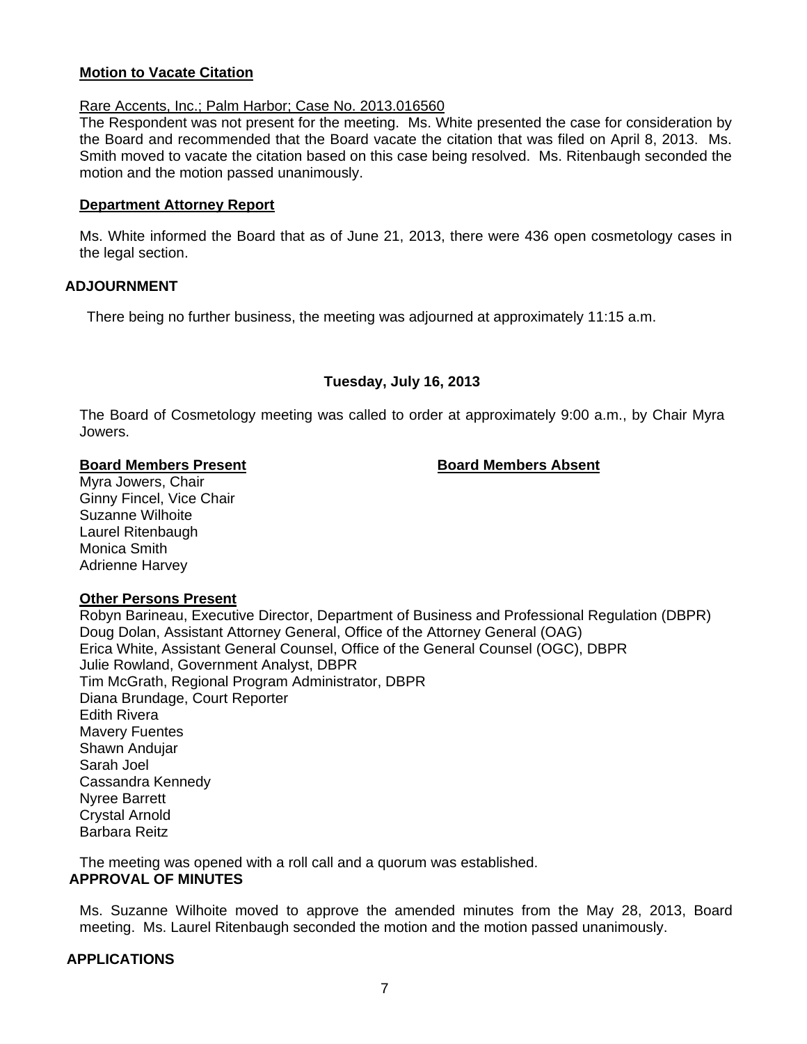**Motion to Vacate Citation**

Rare Accents, Inc.; Palm Harbor; Case No. 2013.016560

The Respondent was not present for the meeting. Ms. White presented the case for consideration by the Board and recommended that the Board vacate the citation that was filed on April 8, 2013. Ms. Smith moved to vacate the citation based on this case being resolved. Ms. Ritenbaugh seconded the motion and the motion passed unanimously.

**Department Attorney Report**

Ms. White informed the Board that as of June 21, 2013, there were 436 open cosmetology cases in the legal section.

## ADJOURNMENT

There being no further business, the meeting was adjourned at approximately 11:15 a.m.

### Tuesday, July 16, 2013

The Board of Cosmetology meeting was called to order at approximately 9:00 a.m., by Chair Myra Jowers.

| **Board Members Present** | **Board Members Absent** |
|---|---|
| Myra Jowers, Chair | |
| Ginny Fincel, Vice Chair | |
| Suzanne Wilhoite | |
| Laurel Ritenbaugh | |
| Monica Smith | |
| Adrienne Harvey | |

**Other Persons Present**

Robyn Barineau, Executive Director, Department of Business and Professional Regulation (DBPR)
Doug Dolan, Assistant Attorney General, Office of the Attorney General (OAG)
Erica White, Assistant General Counsel, Office of the General Counsel (OGC), DBPR
Julie Rowland, Government Analyst, DBPR
Tim McGrath, Regional Program Administrator, DBPR
Diana Brundage, Court Reporter
Edith Rivera
Mavery Fuentes
Shawn Andujar
Sarah Joel
Cassandra Kennedy
Nyree Barrett
Crystal Arnold
Barbara Reitz

The meeting was opened with a roll call and a quorum was established.

## APPROVAL OF MINUTES

Ms. Suzanne Wilhoite moved to approve the amended minutes from the May 28, 2013, Board meeting. Ms. Laurel Ritenbaugh seconded the motion and the motion passed unanimously.

## APPLICATIONS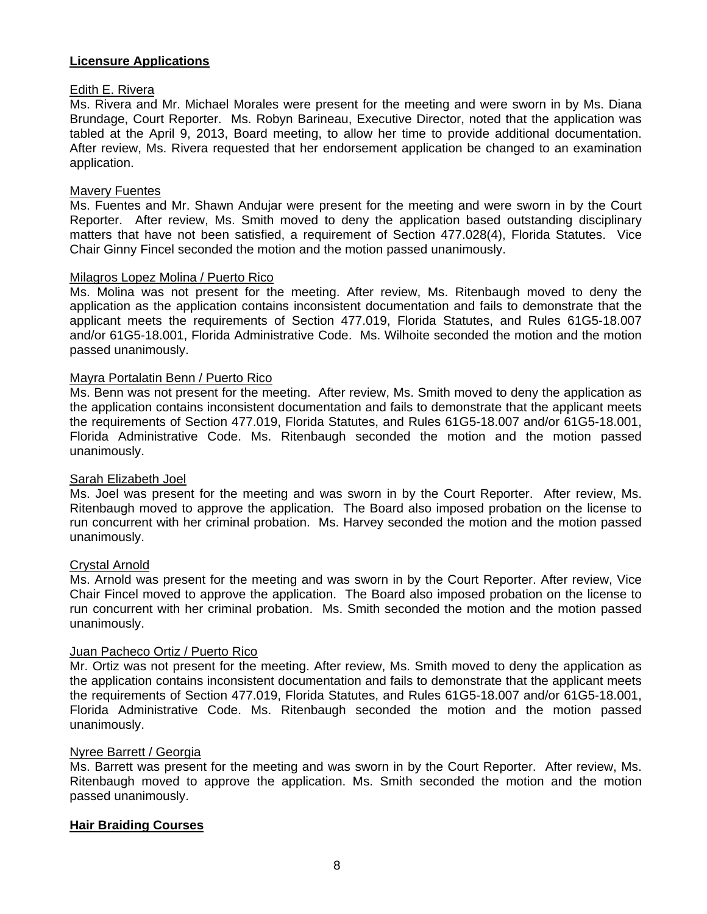## Licensure Applications

Edith E. Rivera

Ms. Rivera and Mr. Michael Morales were present for the meeting and were sworn in by Ms. Diana Brundage, Court Reporter. Ms. Robyn Barineau, Executive Director, noted that the application was tabled at the April 9, 2013, Board meeting, to allow her time to provide additional documentation. After review, Ms. Rivera requested that her endorsement application be changed to an examination application.

Mavery Fuentes

Ms. Fuentes and Mr. Shawn Andujar were present for the meeting and were sworn in by the Court Reporter. After review, Ms. Smith moved to deny the application based outstanding disciplinary matters that have not been satisfied, a requirement of Section 477.028(4), Florida Statutes. Vice Chair Ginny Fincel seconded the motion and the motion passed unanimously.

Milagros Lopez Molina / Puerto Rico

Ms. Molina was not present for the meeting. After review, Ms. Ritenbaugh moved to deny the application as the application contains inconsistent documentation and fails to demonstrate that the applicant meets the requirements of Section 477.019, Florida Statutes, and Rules 61G5-18.007 and/or 61G5-18.001, Florida Administrative Code. Ms. Wilhoite seconded the motion and the motion passed unanimously.

Mayra Portalatin Benn / Puerto Rico

Ms. Benn was not present for the meeting. After review, Ms. Smith moved to deny the application as the application contains inconsistent documentation and fails to demonstrate that the applicant meets the requirements of Section 477.019, Florida Statutes, and Rules 61G5-18.007 and/or 61G5-18.001, Florida Administrative Code. Ms. Ritenbaugh seconded the motion and the motion passed unanimously.

Sarah Elizabeth Joel

Ms. Joel was present for the meeting and was sworn in by the Court Reporter. After review, Ms. Ritenbaugh moved to approve the application. The Board also imposed probation on the license to run concurrent with her criminal probation. Ms. Harvey seconded the motion and the motion passed unanimously.

Crystal Arnold

Ms. Arnold was present for the meeting and was sworn in by the Court Reporter. After review, Vice Chair Fincel moved to approve the application. The Board also imposed probation on the license to run concurrent with her criminal probation. Ms. Smith seconded the motion and the motion passed unanimously.

Juan Pacheco Ortiz / Puerto Rico

Mr. Ortiz was not present for the meeting. After review, Ms. Smith moved to deny the application as the application contains inconsistent documentation and fails to demonstrate that the applicant meets the requirements of Section 477.019, Florida Statutes, and Rules 61G5-18.007 and/or 61G5-18.001, Florida Administrative Code. Ms. Ritenbaugh seconded the motion and the motion passed unanimously.

Nyree Barrett / Georgia

Ms. Barrett was present for the meeting and was sworn in by the Court Reporter. After review, Ms. Ritenbaugh moved to approve the application. Ms. Smith seconded the motion and the motion passed unanimously.

## Hair Braiding Courses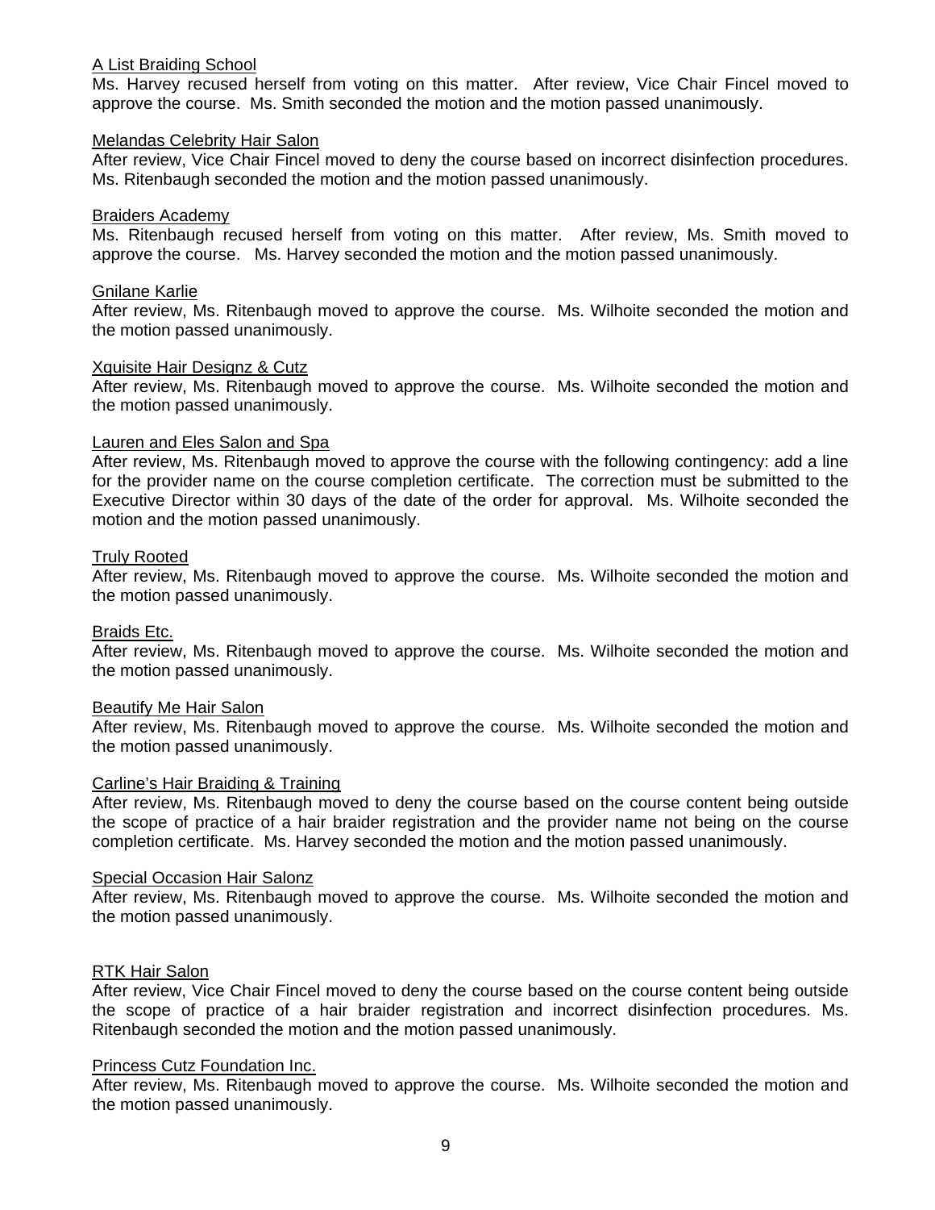A List Braiding School

Ms. Harvey recused herself from voting on this matter. After review, Vice Chair Fincel moved to approve the course. Ms. Smith seconded the motion and the motion passed unanimously.

Melandas Celebrity Hair Salon

After review, Vice Chair Fincel moved to deny the course based on incorrect disinfection procedures. Ms. Ritenbaugh seconded the motion and the motion passed unanimously.

Braiders Academy

Ms. Ritenbaugh recused herself from voting on this matter. After review, Ms. Smith moved to approve the course. Ms. Harvey seconded the motion and the motion passed unanimously.

Gnilane Karlie

After review, Ms. Ritenbaugh moved to approve the course. Ms. Wilhoite seconded the motion and the motion passed unanimously.

Xquisite Hair Designz & Cutz

After review, Ms. Ritenbaugh moved to approve the course. Ms. Wilhoite seconded the motion and the motion passed unanimously.

Lauren and Eles Salon and Spa

After review, Ms. Ritenbaugh moved to approve the course with the following contingency: add a line for the provider name on the course completion certificate. The correction must be submitted to the Executive Director within 30 days of the date of the order for approval. Ms. Wilhoite seconded the motion and the motion passed unanimously.

Truly Rooted

After review, Ms. Ritenbaugh moved to approve the course. Ms. Wilhoite seconded the motion and the motion passed unanimously.

Braids Etc.

After review, Ms. Ritenbaugh moved to approve the course. Ms. Wilhoite seconded the motion and the motion passed unanimously.

Beautify Me Hair Salon

After review, Ms. Ritenbaugh moved to approve the course. Ms. Wilhoite seconded the motion and the motion passed unanimously.

Carline's Hair Braiding & Training

After review, Ms. Ritenbaugh moved to deny the course based on the course content being outside the scope of practice of a hair braider registration and the provider name not being on the course completion certificate. Ms. Harvey seconded the motion and the motion passed unanimously.

Special Occasion Hair Salonz

After review, Ms. Ritenbaugh moved to approve the course. Ms. Wilhoite seconded the motion and the motion passed unanimously.

RTK Hair Salon

After review, Vice Chair Fincel moved to deny the course based on the course content being outside the scope of practice of a hair braider registration and incorrect disinfection procedures. Ms. Ritenbaugh seconded the motion and the motion passed unanimously.

Princess Cutz Foundation Inc.

After review, Ms. Ritenbaugh moved to approve the course. Ms. Wilhoite seconded the motion and the motion passed unanimously.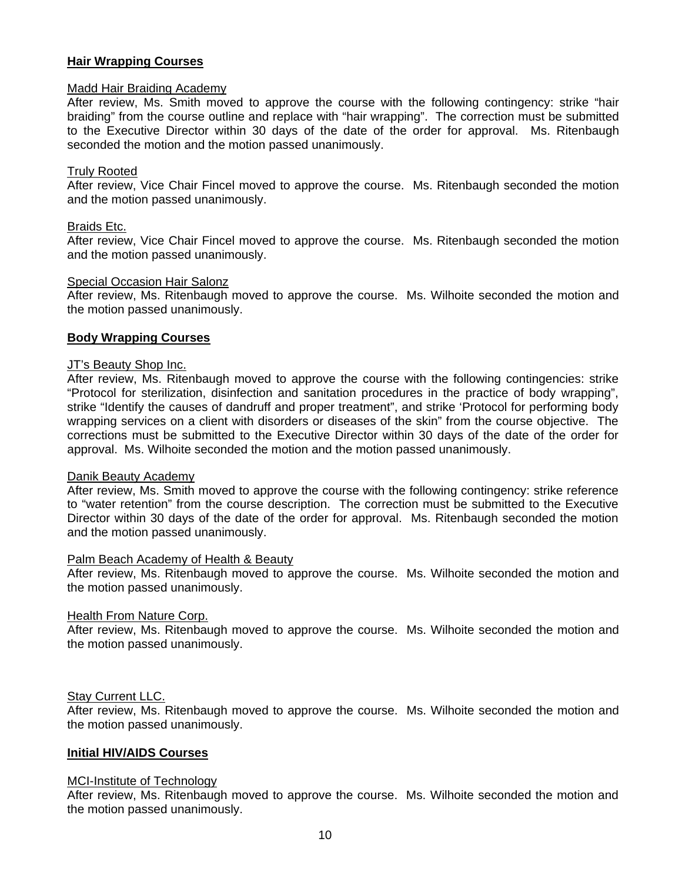## Hair Wrapping Courses

Madd Hair Braiding Academy

After review, Ms. Smith moved to approve the course with the following contingency: strike "hair braiding" from the course outline and replace with "hair wrapping". The correction must be submitted to the Executive Director within 30 days of the date of the order for approval. Ms. Ritenbaugh seconded the motion and the motion passed unanimously.

Truly Rooted

After review, Vice Chair Fincel moved to approve the course. Ms. Ritenbaugh seconded the motion and the motion passed unanimously.

Braids Etc.

After review, Vice Chair Fincel moved to approve the course. Ms. Ritenbaugh seconded the motion and the motion passed unanimously.

Special Occasion Hair Salonz

After review, Ms. Ritenbaugh moved to approve the course. Ms. Wilhoite seconded the motion and the motion passed unanimously.

## Body Wrapping Courses

JT's Beauty Shop Inc.

After review, Ms. Ritenbaugh moved to approve the course with the following contingencies: strike "Protocol for sterilization, disinfection and sanitation procedures in the practice of body wrapping", strike "Identify the causes of dandruff and proper treatment", and strike 'Protocol for performing body wrapping services on a client with disorders or diseases of the skin" from the course objective. The corrections must be submitted to the Executive Director within 30 days of the date of the order for approval. Ms. Wilhoite seconded the motion and the motion passed unanimously.

Danik Beauty Academy

After review, Ms. Smith moved to approve the course with the following contingency: strike reference to "water retention" from the course description. The correction must be submitted to the Executive Director within 30 days of the date of the order for approval. Ms. Ritenbaugh seconded the motion and the motion passed unanimously.

Palm Beach Academy of Health & Beauty

After review, Ms. Ritenbaugh moved to approve the course. Ms. Wilhoite seconded the motion and the motion passed unanimously.

Health From Nature Corp.

After review, Ms. Ritenbaugh moved to approve the course. Ms. Wilhoite seconded the motion and the motion passed unanimously.

Stay Current LLC.

After review, Ms. Ritenbaugh moved to approve the course. Ms. Wilhoite seconded the motion and the motion passed unanimously.

## Initial HIV/AIDS Courses

MCI-Institute of Technology

After review, Ms. Ritenbaugh moved to approve the course. Ms. Wilhoite seconded the motion and the motion passed unanimously.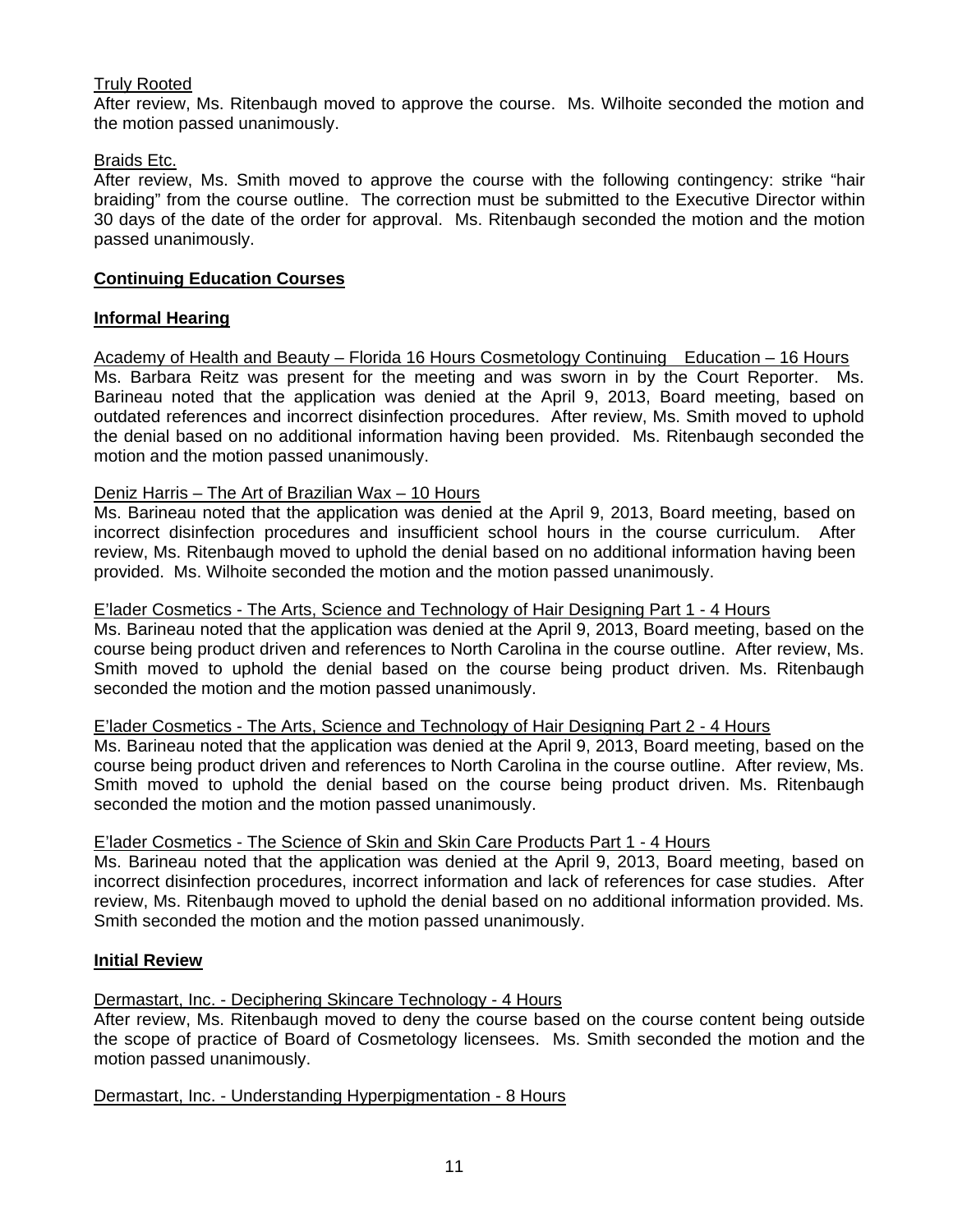Truly Rooted

After review, Ms. Ritenbaugh moved to approve the course. Ms. Wilhoite seconded the motion and the motion passed unanimously.

Braids Etc.

After review, Ms. Smith moved to approve the course with the following contingency: strike "hair braiding" from the course outline. The correction must be submitted to the Executive Director within 30 days of the date of the order for approval. Ms. Ritenbaugh seconded the motion and the motion passed unanimously.

**Continuing Education Courses**

**Informal Hearing**

Academy of Health and Beauty – Florida 16 Hours Cosmetology Continuing Education – 16 Hours

Ms. Barbara Reitz was present for the meeting and was sworn in by the Court Reporter. Ms. Barineau noted that the application was denied at the April 9, 2013, Board meeting, based on outdated references and incorrect disinfection procedures. After review, Ms. Smith moved to uphold the denial based on no additional information having been provided. Ms. Ritenbaugh seconded the motion and the motion passed unanimously.

Deniz Harris – The Art of Brazilian Wax – 10 Hours

Ms. Barineau noted that the application was denied at the April 9, 2013, Board meeting, based on incorrect disinfection procedures and insufficient school hours in the course curriculum. After review, Ms. Ritenbaugh moved to uphold the denial based on no additional information having been provided. Ms. Wilhoite seconded the motion and the motion passed unanimously.

E'lader Cosmetics - The Arts, Science and Technology of Hair Designing Part 1 - 4 Hours

Ms. Barineau noted that the application was denied at the April 9, 2013, Board meeting, based on the course being product driven and references to North Carolina in the course outline. After review, Ms. Smith moved to uphold the denial based on the course being product driven. Ms. Ritenbaugh seconded the motion and the motion passed unanimously.

E'lader Cosmetics - The Arts, Science and Technology of Hair Designing Part 2 - 4 Hours

Ms. Barineau noted that the application was denied at the April 9, 2013, Board meeting, based on the course being product driven and references to North Carolina in the course outline. After review, Ms. Smith moved to uphold the denial based on the course being product driven. Ms. Ritenbaugh seconded the motion and the motion passed unanimously.

E'lader Cosmetics - The Science of Skin and Skin Care Products Part 1 - 4 Hours

Ms. Barineau noted that the application was denied at the April 9, 2013, Board meeting, based on incorrect disinfection procedures, incorrect information and lack of references for case studies. After review, Ms. Ritenbaugh moved to uphold the denial based on no additional information provided. Ms. Smith seconded the motion and the motion passed unanimously.

**Initial Review**

Dermastart, Inc. - Deciphering Skincare Technology - 4 Hours

After review, Ms. Ritenbaugh moved to deny the course based on the course content being outside the scope of practice of Board of Cosmetology licensees. Ms. Smith seconded the motion and the motion passed unanimously.

Dermastart, Inc. - Understanding Hyperpigmentation - 8 Hours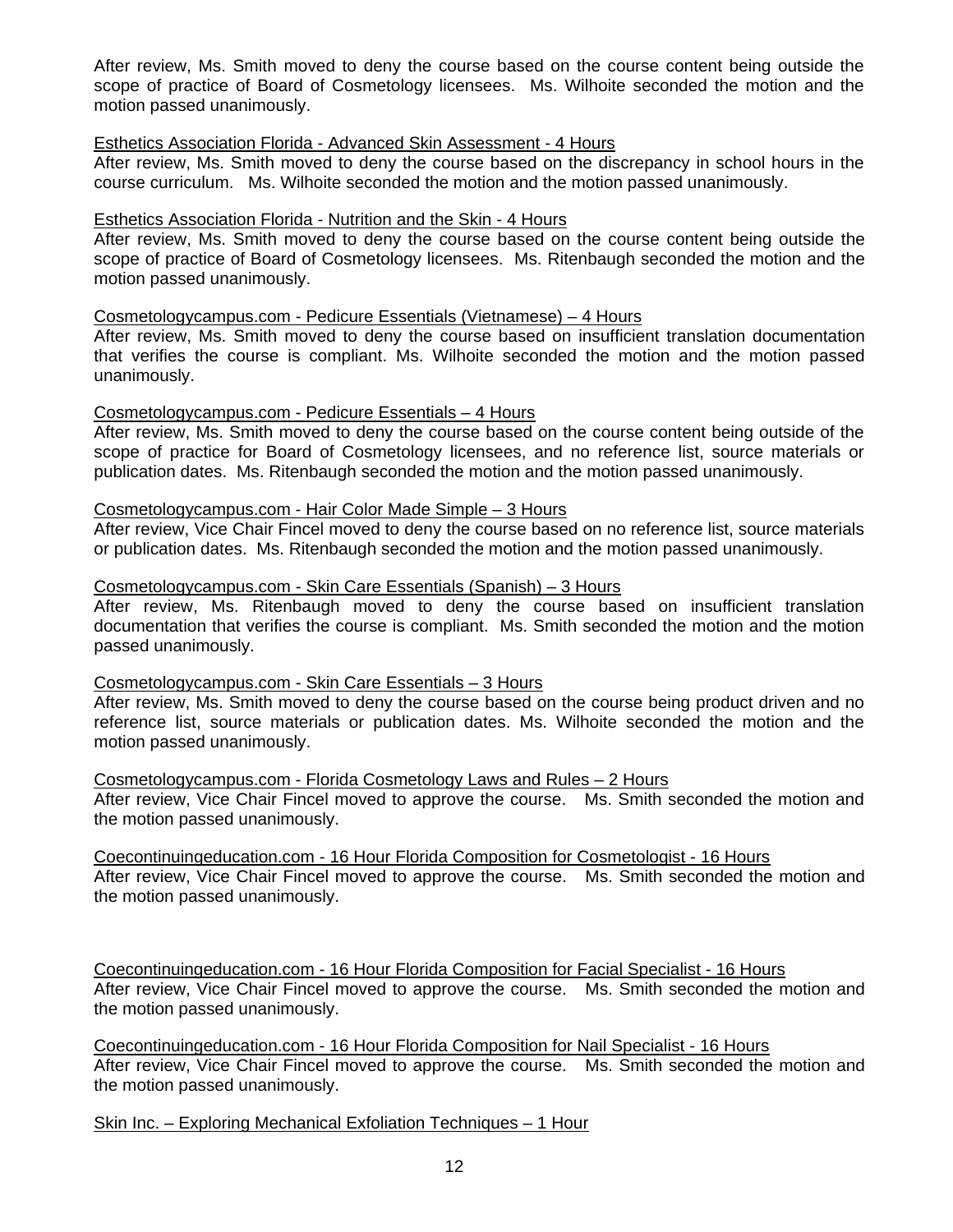After review, Ms. Smith moved to deny the course based on the course content being outside the scope of practice of Board of Cosmetology licensees. Ms. Wilhoite seconded the motion and the motion passed unanimously.

<u>Esthetics Association Florida - Advanced Skin Assessment - 4 Hours</u>
After review, Ms. Smith moved to deny the course based on the discrepancy in school hours in the course curriculum. Ms. Wilhoite seconded the motion and the motion passed unanimously.

<u>Esthetics Association Florida - Nutrition and the Skin - 4 Hours</u>
After review, Ms. Smith moved to deny the course based on the course content being outside the scope of practice of Board of Cosmetology licensees. Ms. Ritenbaugh seconded the motion and the motion passed unanimously.

<u>Cosmetologycampus.com - Pedicure Essentials (Vietnamese) – 4 Hours</u>
After review, Ms. Smith moved to deny the course based on insufficient translation documentation that verifies the course is compliant. Ms. Wilhoite seconded the motion and the motion passed unanimously.

<u>Cosmetologycampus.com - Pedicure Essentials – 4 Hours</u>
After review, Ms. Smith moved to deny the course based on the course content being outside of the scope of practice for Board of Cosmetology licensees, and no reference list, source materials or publication dates. Ms. Ritenbaugh seconded the motion and the motion passed unanimously.

<u>Cosmetologycampus.com - Hair Color Made Simple – 3 Hours</u>
After review, Vice Chair Fincel moved to deny the course based on no reference list, source materials or publication dates. Ms. Ritenbaugh seconded the motion and the motion passed unanimously.

<u>Cosmetologycampus.com - Skin Care Essentials (Spanish) – 3 Hours</u>
After review, Ms. Ritenbaugh moved to deny the course based on insufficient translation documentation that verifies the course is compliant. Ms. Smith seconded the motion and the motion passed unanimously.

<u>Cosmetologycampus.com - Skin Care Essentials – 3 Hours</u>
After review, Ms. Smith moved to deny the course based on the course being product driven and no reference list, source materials or publication dates. Ms. Wilhoite seconded the motion and the motion passed unanimously.

<u>Cosmetologycampus.com - Florida Cosmetology Laws and Rules – 2 Hours</u>
After review, Vice Chair Fincel moved to approve the course. Ms. Smith seconded the motion and the motion passed unanimously.

<u>Coecontinuingeducation.com - 16 Hour Florida Composition for Cosmetologist - 16 Hours</u>
After review, Vice Chair Fincel moved to approve the course. Ms. Smith seconded the motion and the motion passed unanimously.

<u>Coecontinuingeducation.com - 16 Hour Florida Composition for Facial Specialist - 16 Hours</u>
After review, Vice Chair Fincel moved to approve the course. Ms. Smith seconded the motion and the motion passed unanimously.

<u>Coecontinuingeducation.com - 16 Hour Florida Composition for Nail Specialist - 16 Hours</u>
After review, Vice Chair Fincel moved to approve the course. Ms. Smith seconded the motion and the motion passed unanimously.

<u>Skin Inc. – Exploring Mechanical Exfoliation Techniques – 1 Hour</u>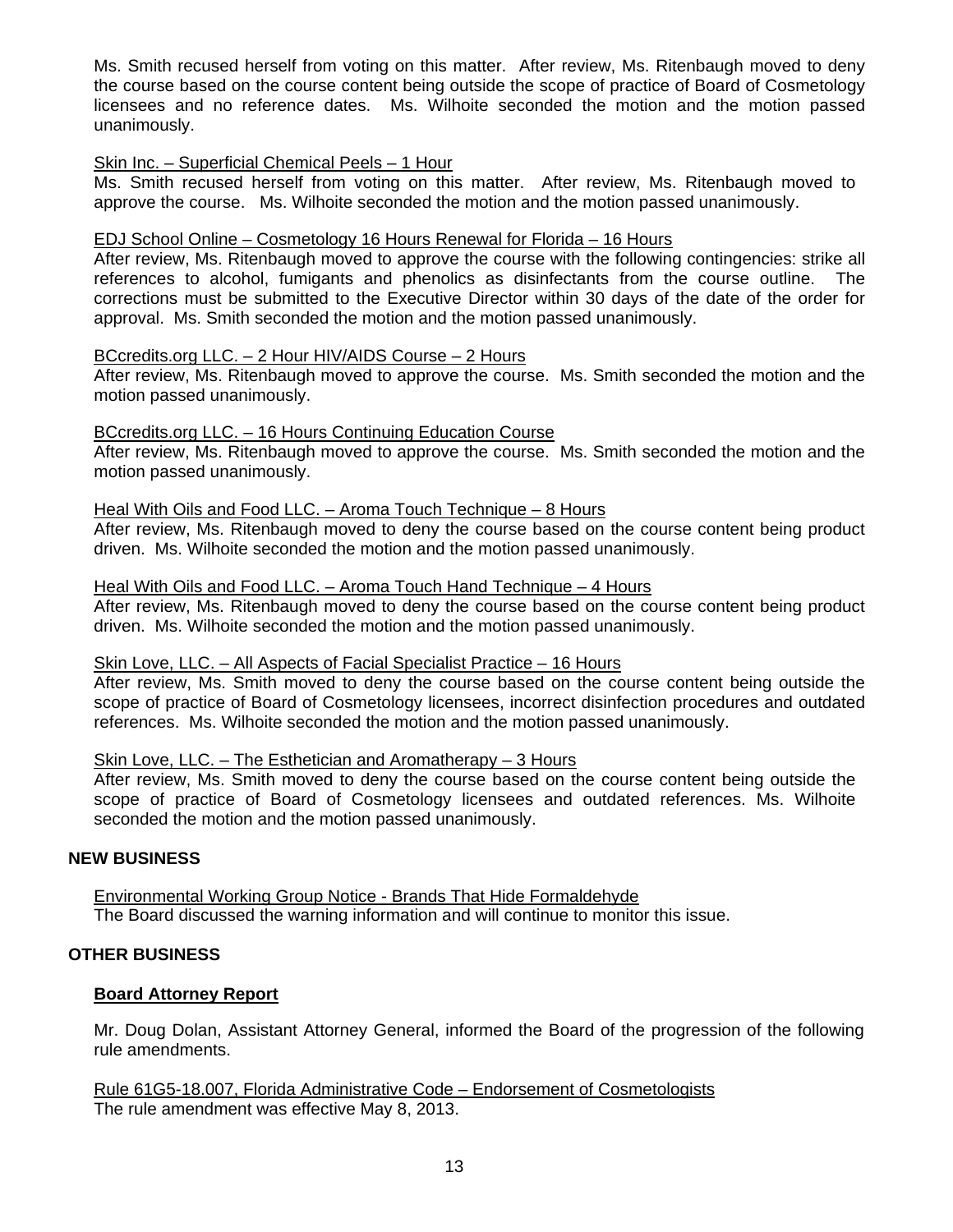Ms. Smith recused herself from voting on this matter. After review, Ms. Ritenbaugh moved to deny the course based on the course content being outside the scope of practice of Board of Cosmetology licensees and no reference dates. Ms. Wilhoite seconded the motion and the motion passed unanimously.

Skin Inc. – Superficial Chemical Peels – 1 Hour

Ms. Smith recused herself from voting on this matter. After review, Ms. Ritenbaugh moved to approve the course. Ms. Wilhoite seconded the motion and the motion passed unanimously.

EDJ School Online – Cosmetology 16 Hours Renewal for Florida – 16 Hours

After review, Ms. Ritenbaugh moved to approve the course with the following contingencies: strike all references to alcohol, fumigants and phenolics as disinfectants from the course outline. The corrections must be submitted to the Executive Director within 30 days of the date of the order for approval. Ms. Smith seconded the motion and the motion passed unanimously.

BCcredits.org LLC. – 2 Hour HIV/AIDS Course – 2 Hours

After review, Ms. Ritenbaugh moved to approve the course. Ms. Smith seconded the motion and the motion passed unanimously.

BCcredits.org LLC. – 16 Hours Continuing Education Course

After review, Ms. Ritenbaugh moved to approve the course. Ms. Smith seconded the motion and the motion passed unanimously.

Heal With Oils and Food LLC. – Aroma Touch Technique – 8 Hours

After review, Ms. Ritenbaugh moved to deny the course based on the course content being product driven. Ms. Wilhoite seconded the motion and the motion passed unanimously.

Heal With Oils and Food LLC. – Aroma Touch Hand Technique – 4 Hours

After review, Ms. Ritenbaugh moved to deny the course based on the course content being product driven. Ms. Wilhoite seconded the motion and the motion passed unanimously.

Skin Love, LLC. – All Aspects of Facial Specialist Practice – 16 Hours

After review, Ms. Smith moved to deny the course based on the course content being outside the scope of practice of Board of Cosmetology licensees, incorrect disinfection procedures and outdated references. Ms. Wilhoite seconded the motion and the motion passed unanimously.

Skin Love, LLC. – The Esthetician and Aromatherapy – 3 Hours

After review, Ms. Smith moved to deny the course based on the course content being outside the scope of practice of Board of Cosmetology licensees and outdated references. Ms. Wilhoite seconded the motion and the motion passed unanimously.

## NEW BUSINESS

Environmental Working Group Notice - Brands That Hide Formaldehyde

The Board discussed the warning information and will continue to monitor this issue.

## OTHER BUSINESS

### Board Attorney Report

Mr. Doug Dolan, Assistant Attorney General, informed the Board of the progression of the following rule amendments.

Rule 61G5-18.007, Florida Administrative Code – Endorsement of Cosmetologists

The rule amendment was effective May 8, 2013.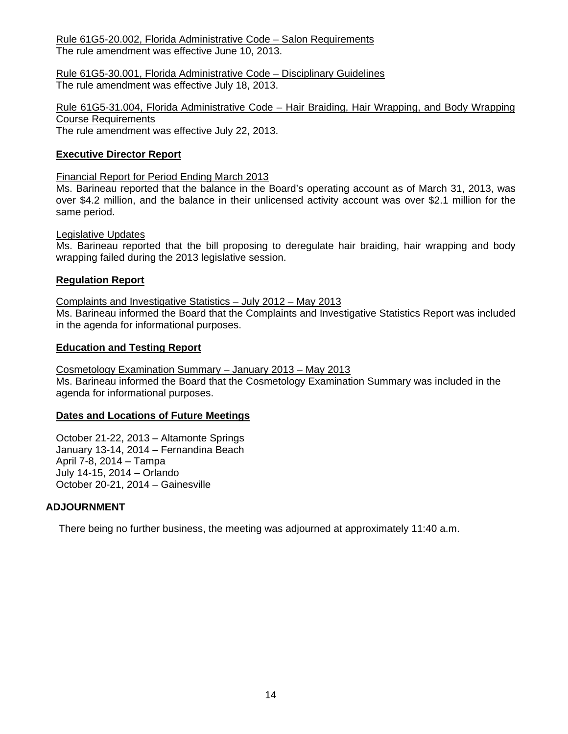Rule 61G5-20.002, Florida Administrative Code – Salon Requirements
The rule amendment was effective June 10, 2013.

Rule 61G5-30.001, Florida Administrative Code – Disciplinary Guidelines
The rule amendment was effective July 18, 2013.

Rule 61G5-31.004, Florida Administrative Code – Hair Braiding, Hair Wrapping, and Body Wrapping Course Requirements
The rule amendment was effective July 22, 2013.

**Executive Director Report**

Financial Report for Period Ending March 2013
Ms. Barineau reported that the balance in the Board's operating account as of March 31, 2013, was over $4.2 million, and the balance in their unlicensed activity account was over $2.1 million for the same period.

Legislative Updates
Ms. Barineau reported that the bill proposing to deregulate hair braiding, hair wrapping and body wrapping failed during the 2013 legislative session.

**Regulation Report**

Complaints and Investigative Statistics – July 2012 – May 2013
Ms. Barineau informed the Board that the Complaints and Investigative Statistics Report was included in the agenda for informational purposes.

**Education and Testing Report**

Cosmetology Examination Summary – January 2013 – May 2013
Ms. Barineau informed the Board that the Cosmetology Examination Summary was included in the agenda for informational purposes.

**Dates and Locations of Future Meetings**

October 21-22, 2013 – Altamonte Springs
January 13-14, 2014 – Fernandina Beach
April 7-8, 2014 – Tampa
July 14-15, 2014 – Orlando
October 20-21, 2014 – Gainesville

## ADJOURNMENT

There being no further business, the meeting was adjourned at approximately 11:40 a.m.